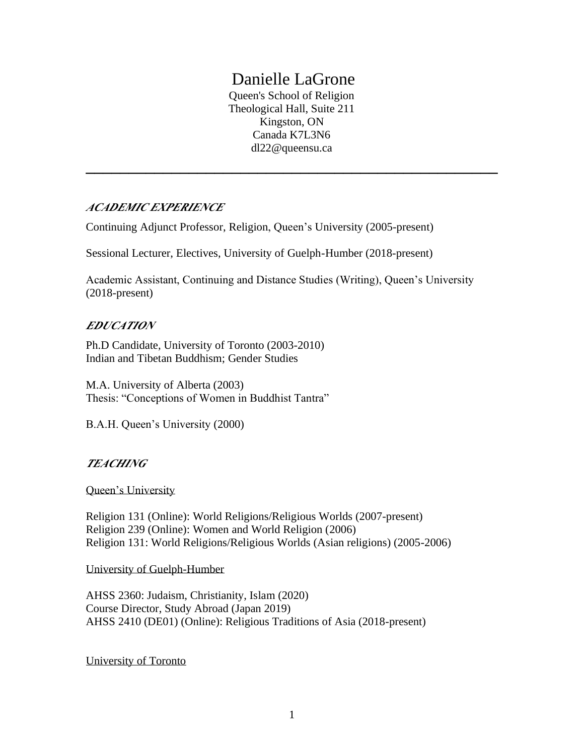# Danielle LaGrone

Queen's School of Religion
Theological Hall, Suite 211
Kingston, ON
Canada K7L3N6
dl22@queensu.ca

---

## *ACADEMIC EXPERIENCE*

Continuing Adjunct Professor, Religion, Queen's University (2005-present)

Sessional Lecturer, Electives, University of Guelph-Humber (2018-present)

Academic Assistant, Continuing and Distance Studies (Writing), Queen's University (2018-present)

## *EDUCATION*

Ph.D Candidate, University of Toronto (2003-2010)
Indian and Tibetan Buddhism; Gender Studies

M.A. University of Alberta (2003)
Thesis: "Conceptions of Women in Buddhist Tantra"

B.A.H. Queen's University (2000)

## *TEACHING*

Queen's University

Religion 131 (Online): World Religions/Religious Worlds (2007-present)
Religion 239 (Online): Women and World Religion (2006)
Religion 131: World Religions/Religious Worlds (Asian religions) (2005-2006)

University of Guelph-Humber

AHSS 2360: Judaism, Christianity, Islam (2020)
Course Director, Study Abroad (Japan 2019)
AHSS 2410 (DE01) (Online): Religious Traditions of Asia (2018-present)

University of Toronto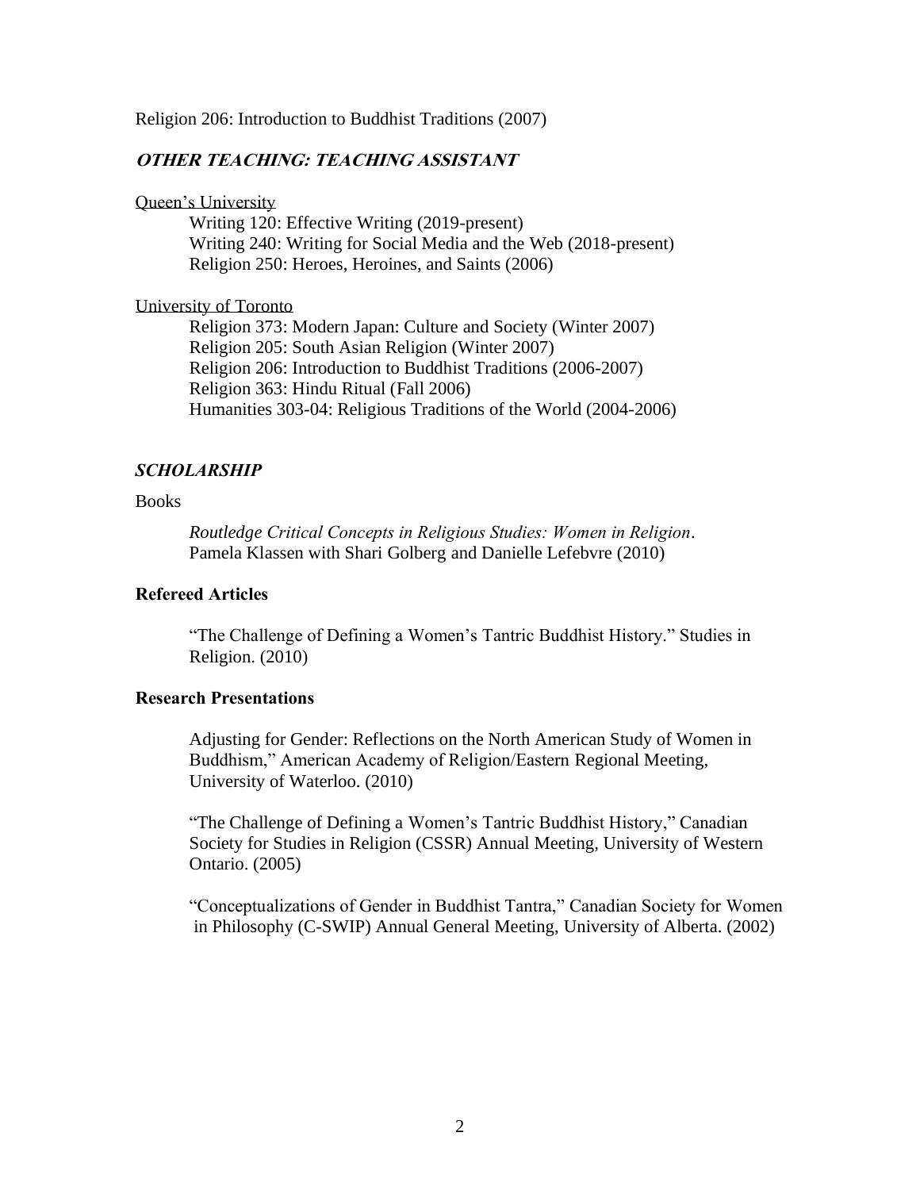Religion 206: Introduction to Buddhist Traditions (2007)

### ***OTHER TEACHING: TEACHING ASSISTANT***

Queen's University

Writing 120: Effective Writing (2019-present)
Writing 240: Writing for Social Media and the Web (2018-present)
Religion 250: Heroes, Heroines, and Saints (2006)

University of Toronto

Religion 373: Modern Japan: Culture and Society (Winter 2007)
Religion 205: South Asian Religion (Winter 2007)
Religion 206: Introduction to Buddhist Traditions (2006-2007)
Religion 363: Hindu Ritual (Fall 2006)
Humanities 303-04: Religious Traditions of the World (2004-2006)

## ***SCHOLARSHIP***

Books

*Routledge Critical Concepts in Religious Studies: Women in Religion*.
Pamela Klassen with Shari Golberg and Danielle Lefebvre (2010)

### **Refereed Articles**

"The Challenge of Defining a Women's Tantric Buddhist History." Studies in Religion. (2010)

### **Research Presentations**

Adjusting for Gender: Reflections on the North American Study of Women in Buddhism," American Academy of Religion/Eastern Regional Meeting, University of Waterloo. (2010)

"The Challenge of Defining a Women's Tantric Buddhist History," Canadian Society for Studies in Religion (CSSR) Annual Meeting, University of Western Ontario. (2005)

"Conceptualizations of Gender in Buddhist Tantra," Canadian Society for Women in Philosophy (C-SWIP) Annual General Meeting, University of Alberta. (2002)